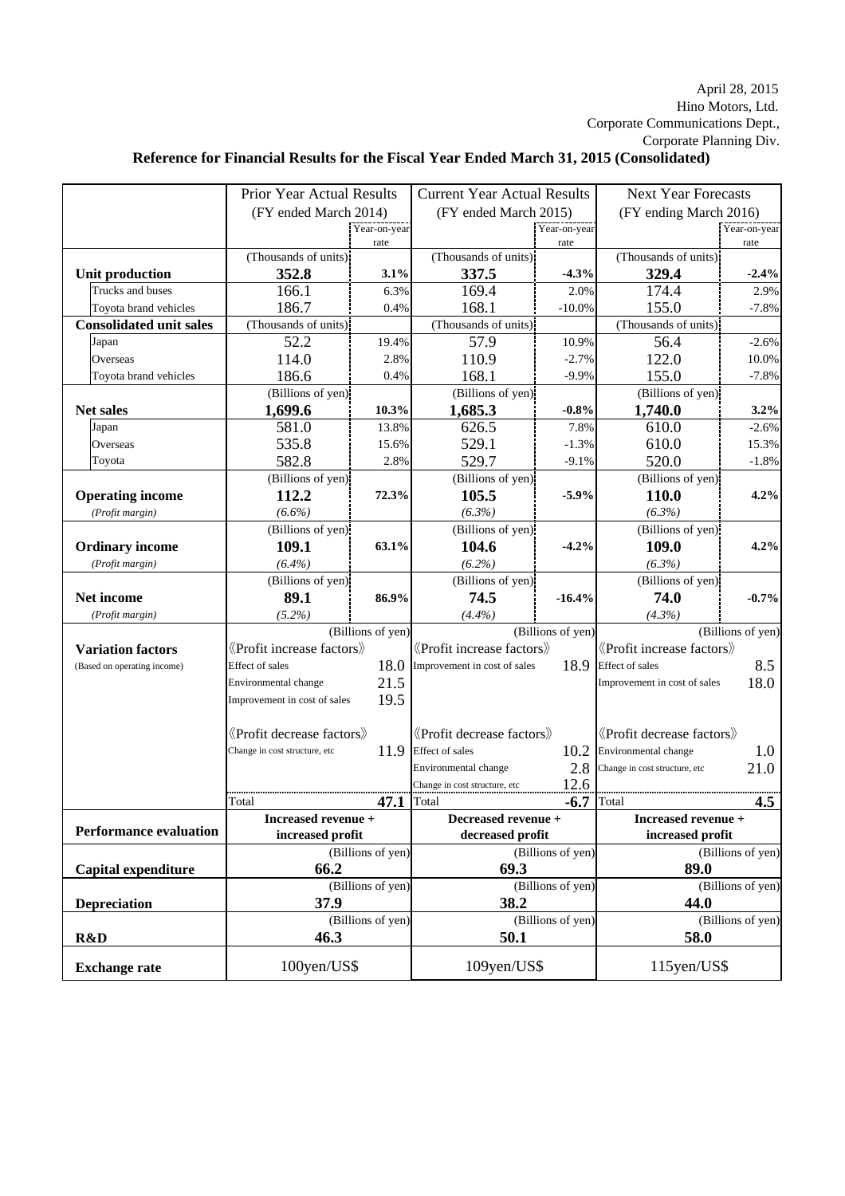April 28, 2015
Hino Motors, Ltd.
Corporate Communications Dept.,
Corporate Planning Div.

## Reference for Financial Results for the Fiscal Year Ended March 31, 2015 (Consolidated)

| | Prior Year Actual Results (FY ended March 2014) | Year-on-year rate | Current Year Actual Results (FY ended March 2015) | Year-on-year rate | Next Year Forecasts (FY ending March 2016) | Year-on-year rate |
|---|---|---|---|---|---|---|
| | (Thousands of units) | | (Thousands of units) | | (Thousands of units) | |
| **Unit production** | **352.8** | **3.1%** | **337.5** | **-4.3%** | **329.4** | **-2.4%** |
| Trucks and buses | 166.1 | 6.3% | 169.4 | 2.0% | 174.4 | 2.9% |
| Toyota brand vehicles | 186.7 | 0.4% | 168.1 | -10.0% | 155.0 | -7.8% |
| **Consolidated unit sales** | (Thousands of units) | | (Thousands of units) | | (Thousands of units) | |
| Japan | 52.2 | 19.4% | 57.9 | 10.9% | 56.4 | -2.6% |
| Overseas | 114.0 | 2.8% | 110.9 | -2.7% | 122.0 | 10.0% |
| Toyota brand vehicles | 186.6 | 0.4% | 168.1 | -9.9% | 155.0 | -7.8% |
| | (Billions of yen) | | (Billions of yen) | | (Billions of yen) | |
| **Net sales** | **1,699.6** | **10.3%** | **1,685.3** | **-0.8%** | **1,740.0** | **3.2%** |
| Japan | 581.0 | 13.8% | 626.5 | 7.8% | 610.0 | -2.6% |
| Overseas | 535.8 | 15.6% | 529.1 | -1.3% | 610.0 | 15.3% |
| Toyota | 582.8 | 2.8% | 529.7 | -9.1% | 520.0 | -1.8% |
| | (Billions of yen) | | (Billions of yen) | | (Billions of yen) | |
| **Operating income** | **112.2** | **72.3%** | **105.5** | **-5.9%** | **110.0** | **4.2%** |
| *(Profit margin)* | *(6.6%)* | | *(6.3%)* | | *(6.3%)* | |
| | (Billions of yen) | | (Billions of yen) | | (Billions of yen) | |
| **Ordinary income** | **109.1** | **63.1%** | **104.6** | **-4.2%** | **109.0** | **4.2%** |
| *(Profit margin)* | *(6.4%)* | | *(6.2%)* | | *(6.3%)* | |
| | (Billions of yen) | | (Billions of yen) | | (Billions of yen) | |
| **Net income** | **89.1** | **86.9%** | **74.5** | **-16.4%** | **74.0** | **-0.7%** |
| *(Profit margin)* | *(5.2%)* | | *(4.4%)* | | *(4.3%)* | |
| | | (Billions of yen) | | (Billions of yen) | | (Billions of yen) |
| **Variation factors** (Based on operating income) | 《Profit increase factors》 | | 《Profit increase factors》 | | 《Profit increase factors》 | |
| | Effect of sales | 18.0 | Improvement in cost of sales | 18.9 | Effect of sales | 8.5 |
| | Environmental change | 21.5 | | | Improvement in cost of sales | 18.0 |
| | Improvement in cost of sales | 19.5 | | | | |
| | 《Profit decrease factors》 | | 《Profit decrease factors》 | | 《Profit decrease factors》 | |
| | Change in cost structure, etc | 11.9 | Effect of sales | 10.2 | Environmental change | 1.0 |
| | | | Environmental change | 2.8 | Change in cost structure, etc | 21.0 |
| | | | Change in cost structure, etc | 12.6 | | |
| | Total | **47.1** | Total | **-6.7** | Total | **4.5** |
| **Performance evaluation** | **Increased revenue + increased profit** | | **Decreased revenue + decreased profit** | | **Increased revenue + increased profit** | |
| | | (Billions of yen) | | (Billions of yen) | | (Billions of yen) |
| **Capital expenditure** | **66.2** | | **69.3** | | **89.0** | |
| | | (Billions of yen) | | (Billions of yen) | | (Billions of yen) |
| **Depreciation** | **37.9** | | **38.2** | | **44.0** | |
| | | (Billions of yen) | | (Billions of yen) | | (Billions of yen) |
| **R&D** | **46.3** | | **50.1** | | **58.0** | |
| **Exchange rate** | 100yen/US$ | | 109yen/US$ | | 115yen/US$ | |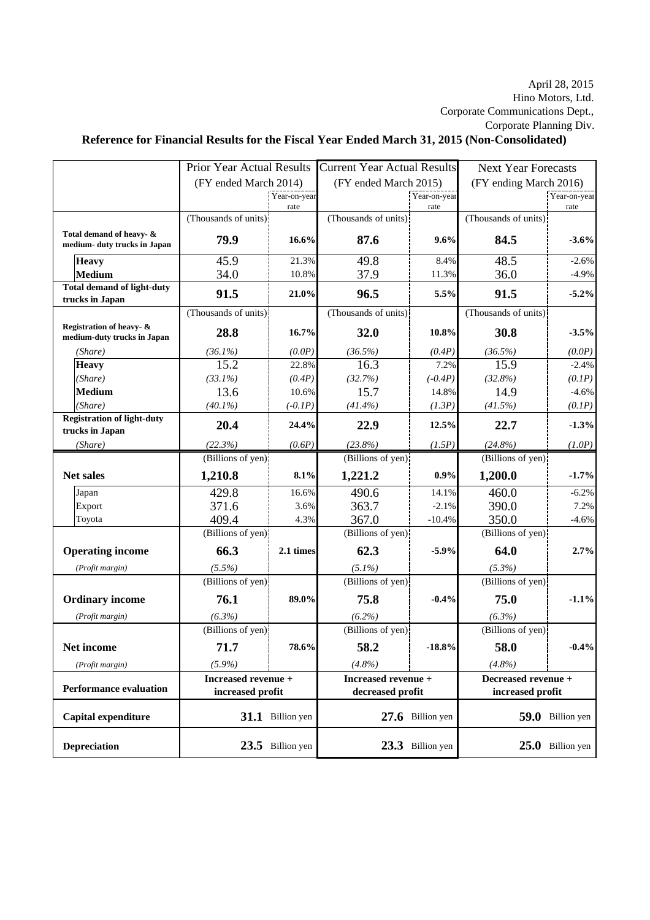April 28, 2015
Hino Motors, Ltd.
Corporate Communications Dept.,
Corporate Planning Div.

## Reference for Financial Results for the Fiscal Year Ended March 31, 2015 (Non-Consolidated)

| | Prior Year Actual Results (FY ended March 2014) | | Current Year Actual Results (FY ended March 2015) | | Next Year Forecasts (FY ending March 2016) | |
|---|---|---|---|---|---|---|
| | | Year-on-year rate | | Year-on-year rate | | Year-on-year rate |
| | (Thousands of units) | | (Thousands of units) | | (Thousands of units) | |
| **Total demand of heavy- & medium- duty trucks in Japan** | **79.9** | **16.6%** | **87.6** | **9.6%** | **84.5** | **-3.6%** |
| **Heavy** | 45.9 | 21.3% | 49.8 | 8.4% | 48.5 | -2.6% |
| **Medium** | 34.0 | 10.8% | 37.9 | 11.3% | 36.0 | -4.9% |
| **Total demand of light-duty trucks in Japan** | **91.5** | **21.0%** | **96.5** | **5.5%** | **91.5** | **-5.2%** |
| | (Thousands of units) | | (Thousands of units) | | (Thousands of units) | |
| **Registration of heavy- & medium-duty trucks in Japan** | **28.8** | **16.7%** | **32.0** | **10.8%** | **30.8** | **-3.5%** |
| *(Share)* | *(36.1%)* | *(0.0P)* | *(36.5%)* | *(0.4P)* | *(36.5%)* | *(0.0P)* |
| **Heavy** | 15.2 | 22.8% | 16.3 | 7.2% | 15.9 | -2.4% |
| *(Share)* | *(33.1%)* | *(0.4P)* | *(32.7%)* | *(-0.4P)* | *(32.8%)* | *(0.1P)* |
| **Medium** | 13.6 | 10.6% | 15.7 | 14.8% | 14.9 | -4.6% |
| *(Share)* | *(40.1%)* | *(-0.1P)* | *(41.4%)* | *(1.3P)* | *(41.5%)* | *(0.1P)* |
| **Registration of light-duty trucks in Japan** | **20.4** | **24.4%** | **22.9** | **12.5%** | **22.7** | **-1.3%** |
| *(Share)* | *(22.3%)* | *(0.6P)* | *(23.8%)* | *(1.5P)* | *(24.8%)* | *(1.0P)* |
| | (Billions of yen) | | (Billions of yen) | | (Billions of yen) | |
| **Net sales** | **1,210.8** | **8.1%** | **1,221.2** | **0.9%** | **1,200.0** | **-1.7%** |
| Japan | 429.8 | 16.6% | 490.6 | 14.1% | 460.0 | -6.2% |
| Export | 371.6 | 3.6% | 363.7 | -2.1% | 390.0 | 7.2% |
| Toyota | 409.4 | 4.3% | 367.0 | -10.4% | 350.0 | -4.6% |
| | (Billions of yen) | | (Billions of yen) | | (Billions of yen) | |
| **Operating income** | **66.3** | **2.1 times** | **62.3** | **-5.9%** | **64.0** | **2.7%** |
| *(Profit margin)* | *(5.5%)* | | *(5.1%)* | | *(5.3%)* | |
| | (Billions of yen) | | (Billions of yen) | | (Billions of yen) | |
| **Ordinary income** | **76.1** | **89.0%** | **75.8** | **-0.4%** | **75.0** | **-1.1%** |
| *(Profit margin)* | *(6.3%)* | | *(6.2%)* | | *(6.3%)* | |
| | (Billions of yen) | | (Billions of yen) | | (Billions of yen) | |
| **Net income** | **71.7** | **78.6%** | **58.2** | **-18.8%** | **58.0** | **-0.4%** |
| *(Profit margin)* | *(5.9%)* | | *(4.8%)* | | *(4.8%)* | |
| **Performance evaluation** | **Increased revenue + increased profit** | | **Increased revenue + decreased profit** | | **Decreased revenue + increased profit** | |
| **Capital expenditure** | **31.1** Billion yen | | **27.6** Billion yen | | **59.0** Billion yen | |
| **Depreciation** | **23.5** Billion yen | | **23.3** Billion yen | | **25.0** Billion yen | |